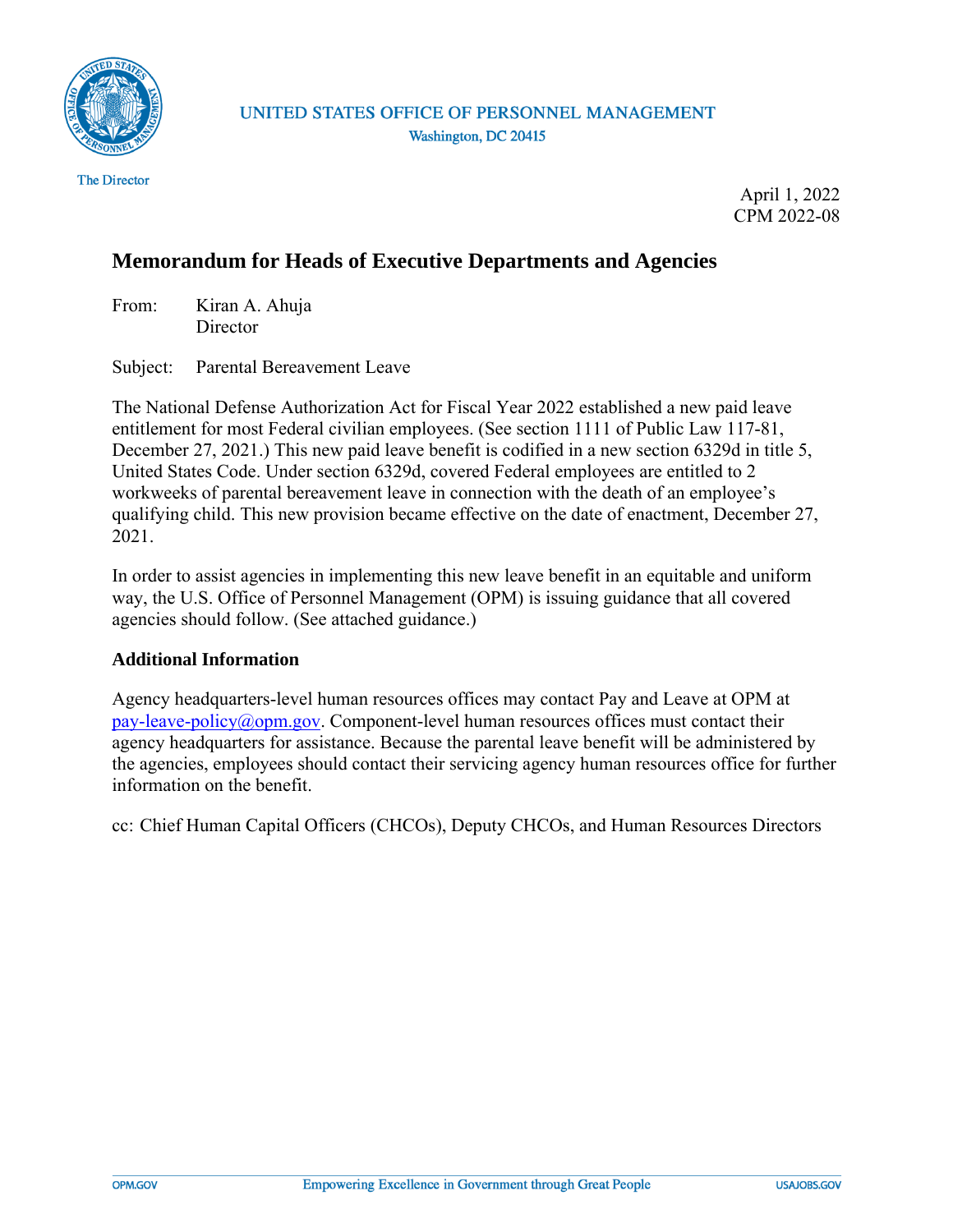UNITED STATES OFFICE OF PERSONNEL MANAGEMENT
Washington, DC 20415

The Director

April 1, 2022
CPM 2022-08

# Memorandum for Heads of Executive Departments and Agencies

From: Kiran A. Ahuja
Director

Subject: Parental Bereavement Leave

The National Defense Authorization Act for Fiscal Year 2022 established a new paid leave entitlement for most Federal civilian employees. (See section 1111 of Public Law 117-81, December 27, 2021.) This new paid leave benefit is codified in a new section 6329d in title 5, United States Code. Under section 6329d, covered Federal employees are entitled to 2 workweeks of parental bereavement leave in connection with the death of an employee's qualifying child. This new provision became effective on the date of enactment, December 27, 2021.

In order to assist agencies in implementing this new leave benefit in an equitable and uniform way, the U.S. Office of Personnel Management (OPM) is issuing guidance that all covered agencies should follow. (See attached guidance.)

## Additional Information

Agency headquarters-level human resources offices may contact Pay and Leave at OPM at pay-leave-policy@opm.gov. Component-level human resources offices must contact their agency headquarters for assistance. Because the parental leave benefit will be administered by the agencies, employees should contact their servicing agency human resources office for further information on the benefit.

cc: Chief Human Capital Officers (CHCOs), Deputy CHCOs, and Human Resources Directors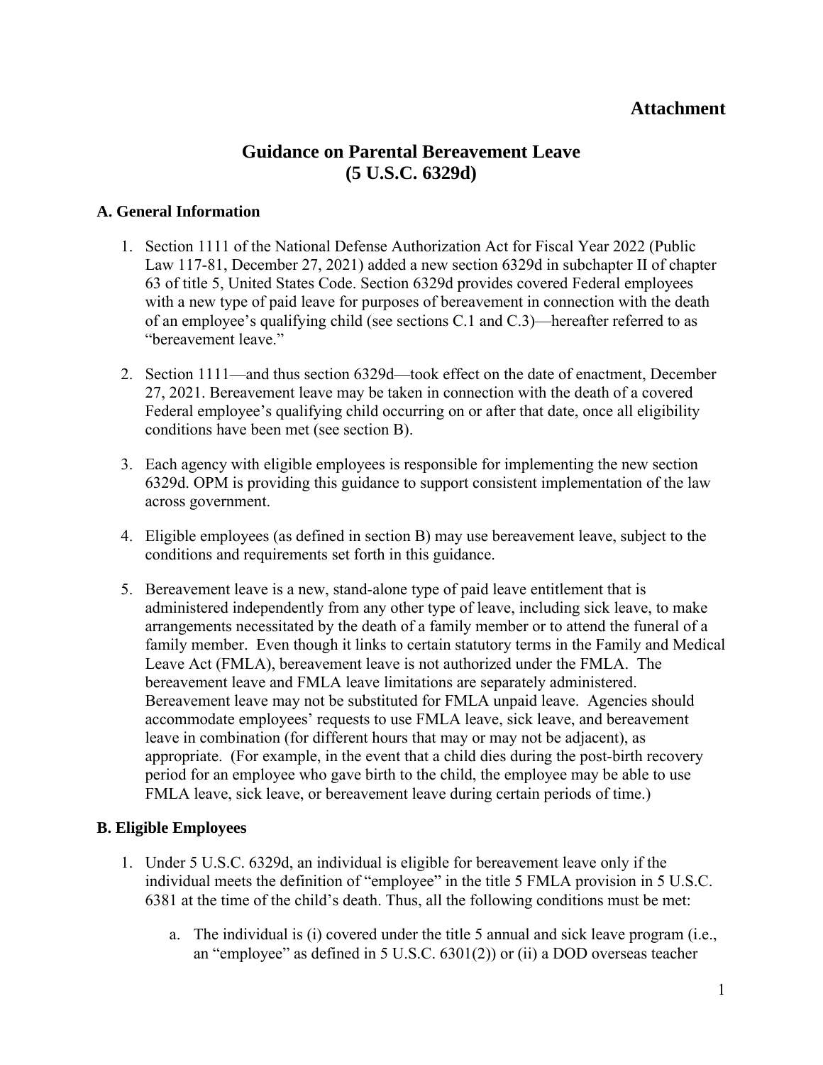**Attachment**

# Guidance on Parental Bereavement Leave (5 U.S.C. 6329d)

## A. General Information

1. Section 1111 of the National Defense Authorization Act for Fiscal Year 2022 (Public Law 117-81, December 27, 2021) added a new section 6329d in subchapter II of chapter 63 of title 5, United States Code. Section 6329d provides covered Federal employees with a new type of paid leave for purposes of bereavement in connection with the death of an employee's qualifying child (see sections C.1 and C.3)—hereafter referred to as "bereavement leave."

2. Section 1111—and thus section 6329d—took effect on the date of enactment, December 27, 2021. Bereavement leave may be taken in connection with the death of a covered Federal employee's qualifying child occurring on or after that date, once all eligibility conditions have been met (see section B).

3. Each agency with eligible employees is responsible for implementing the new section 6329d. OPM is providing this guidance to support consistent implementation of the law across government.

4. Eligible employees (as defined in section B) may use bereavement leave, subject to the conditions and requirements set forth in this guidance.

5. Bereavement leave is a new, stand-alone type of paid leave entitlement that is administered independently from any other type of leave, including sick leave, to make arrangements necessitated by the death of a family member or to attend the funeral of a family member. Even though it links to certain statutory terms in the Family and Medical Leave Act (FMLA), bereavement leave is not authorized under the FMLA. The bereavement leave and FMLA leave limitations are separately administered. Bereavement leave may not be substituted for FMLA unpaid leave. Agencies should accommodate employees' requests to use FMLA leave, sick leave, and bereavement leave in combination (for different hours that may or may not be adjacent), as appropriate. (For example, in the event that a child dies during the post-birth recovery period for an employee who gave birth to the child, the employee may be able to use FMLA leave, sick leave, or bereavement leave during certain periods of time.)

## B. Eligible Employees

1. Under 5 U.S.C. 6329d, an individual is eligible for bereavement leave only if the individual meets the definition of "employee" in the title 5 FMLA provision in 5 U.S.C. 6381 at the time of the child's death. Thus, all the following conditions must be met:

   a. The individual is (i) covered under the title 5 annual and sick leave program (i.e., an "employee" as defined in 5 U.S.C. 6301(2)) or (ii) a DOD overseas teacher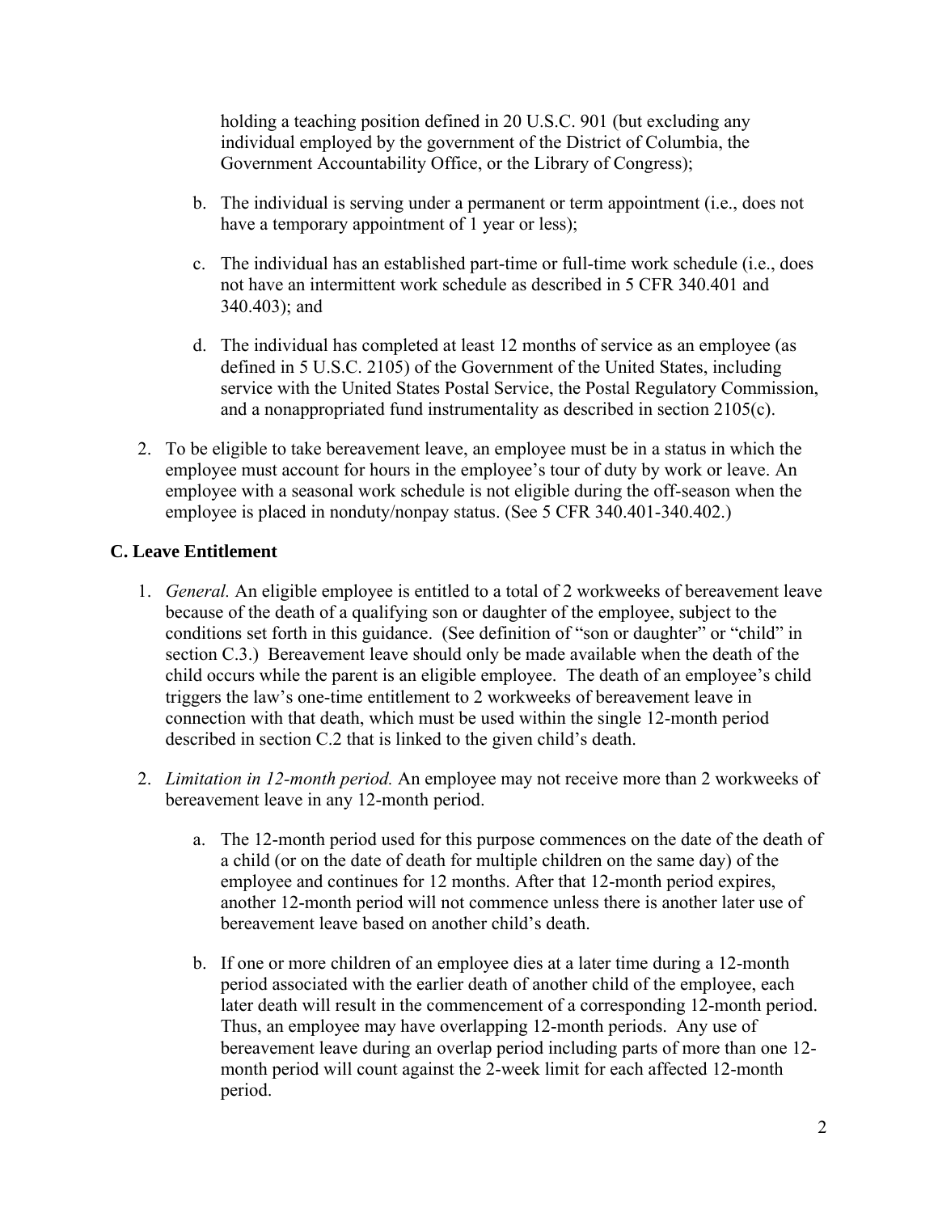holding a teaching position defined in 20 U.S.C. 901 (but excluding any individual employed by the government of the District of Columbia, the Government Accountability Office, or the Library of Congress);

b. The individual is serving under a permanent or term appointment (i.e., does not have a temporary appointment of 1 year or less);

c. The individual has an established part-time or full-time work schedule (i.e., does not have an intermittent work schedule as described in 5 CFR 340.401 and 340.403); and

d. The individual has completed at least 12 months of service as an employee (as defined in 5 U.S.C. 2105) of the Government of the United States, including service with the United States Postal Service, the Postal Regulatory Commission, and a nonappropriated fund instrumentality as described in section 2105(c).

2. To be eligible to take bereavement leave, an employee must be in a status in which the employee must account for hours in the employee's tour of duty by work or leave. An employee with a seasonal work schedule is not eligible during the off-season when the employee is placed in nonduty/nonpay status. (See 5 CFR 340.401-340.402.)

## C. Leave Entitlement

1. *General.* An eligible employee is entitled to a total of 2 workweeks of bereavement leave because of the death of a qualifying son or daughter of the employee, subject to the conditions set forth in this guidance. (See definition of "son or daughter" or "child" in section C.3.) Bereavement leave should only be made available when the death of the child occurs while the parent is an eligible employee. The death of an employee's child triggers the law's one-time entitlement to 2 workweeks of bereavement leave in connection with that death, which must be used within the single 12-month period described in section C.2 that is linked to the given child's death.

2. *Limitation in 12-month period.* An employee may not receive more than 2 workweeks of bereavement leave in any 12-month period.

   a. The 12-month period used for this purpose commences on the date of the death of a child (or on the date of death for multiple children on the same day) of the employee and continues for 12 months. After that 12-month period expires, another 12-month period will not commence unless there is another later use of bereavement leave based on another child's death.

   b. If one or more children of an employee dies at a later time during a 12-month period associated with the earlier death of another child of the employee, each later death will result in the commencement of a corresponding 12-month period. Thus, an employee may have overlapping 12-month periods. Any use of bereavement leave during an overlap period including parts of more than one 12-month period will count against the 2-week limit for each affected 12-month period.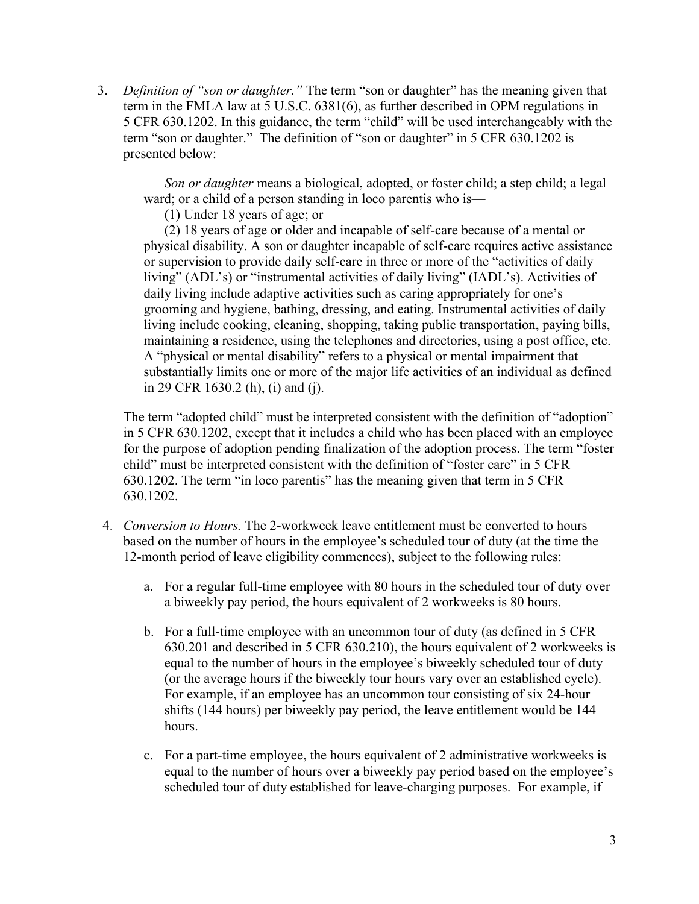3. *Definition of "son or daughter."* The term "son or daughter" has the meaning given that term in the FMLA law at 5 U.S.C. 6381(6), as further described in OPM regulations in 5 CFR 630.1202. In this guidance, the term "child" will be used interchangeably with the term "son or daughter." The definition of "son or daughter" in 5 CFR 630.1202 is presented below:

   > *Son or daughter* means a biological, adopted, or foster child; a step child; a legal ward; or a child of a person standing in loco parentis who is—
   >
   > (1) Under 18 years of age; or
   >
   > (2) 18 years of age or older and incapable of self-care because of a mental or physical disability. A son or daughter incapable of self-care requires active assistance or supervision to provide daily self-care in three or more of the "activities of daily living" (ADL's) or "instrumental activities of daily living" (IADL's). Activities of daily living include adaptive activities such as caring appropriately for one's grooming and hygiene, bathing, dressing, and eating. Instrumental activities of daily living include cooking, cleaning, shopping, taking public transportation, paying bills, maintaining a residence, using the telephones and directories, using a post office, etc. A "physical or mental disability" refers to a physical or mental impairment that substantially limits one or more of the major life activities of an individual as defined in 29 CFR 1630.2 (h), (i) and (j).

   The term "adopted child" must be interpreted consistent with the definition of "adoption" in 5 CFR 630.1202, except that it includes a child who has been placed with an employee for the purpose of adoption pending finalization of the adoption process. The term "foster child" must be interpreted consistent with the definition of "foster care" in 5 CFR 630.1202. The term "in loco parentis" has the meaning given that term in 5 CFR 630.1202.

4. *Conversion to Hours.* The 2-workweek leave entitlement must be converted to hours based on the number of hours in the employee's scheduled tour of duty (at the time the 12-month period of leave eligibility commences), subject to the following rules:

   a. For a regular full-time employee with 80 hours in the scheduled tour of duty over a biweekly pay period, the hours equivalent of 2 workweeks is 80 hours.

   b. For a full-time employee with an uncommon tour of duty (as defined in 5 CFR 630.201 and described in 5 CFR 630.210), the hours equivalent of 2 workweeks is equal to the number of hours in the employee's biweekly scheduled tour of duty (or the average hours if the biweekly tour hours vary over an established cycle). For example, if an employee has an uncommon tour consisting of six 24-hour shifts (144 hours) per biweekly pay period, the leave entitlement would be 144 hours.

   c. For a part-time employee, the hours equivalent of 2 administrative workweeks is equal to the number of hours over a biweekly pay period based on the employee's scheduled tour of duty established for leave-charging purposes. For example, if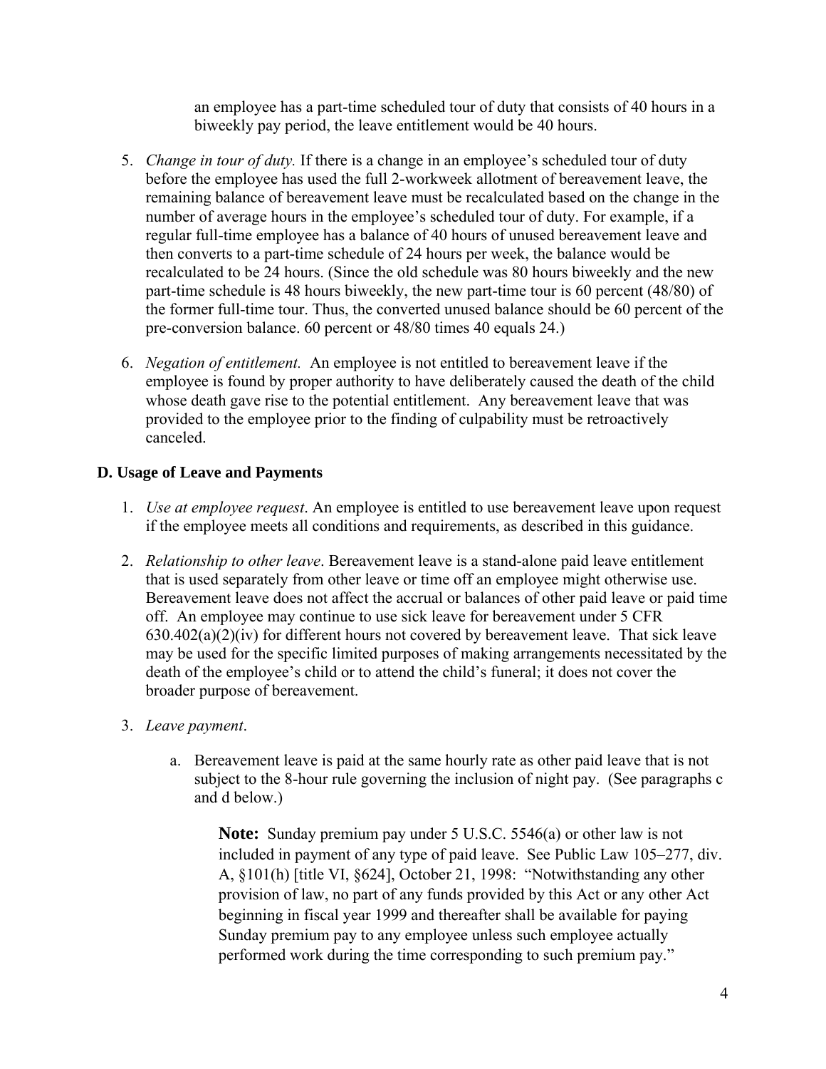an employee has a part-time scheduled tour of duty that consists of 40 hours in a biweekly pay period, the leave entitlement would be 40 hours.

5. *Change in tour of duty.* If there is a change in an employee's scheduled tour of duty before the employee has used the full 2-workweek allotment of bereavement leave, the remaining balance of bereavement leave must be recalculated based on the change in the number of average hours in the employee's scheduled tour of duty. For example, if a regular full-time employee has a balance of 40 hours of unused bereavement leave and then converts to a part-time schedule of 24 hours per week, the balance would be recalculated to be 24 hours. (Since the old schedule was 80 hours biweekly and the new part-time schedule is 48 hours biweekly, the new part-time tour is 60 percent (48/80) of the former full-time tour. Thus, the converted unused balance should be 60 percent of the pre-conversion balance. 60 percent or 48/80 times 40 equals 24.)

6. *Negation of entitlement.* An employee is not entitled to bereavement leave if the employee is found by proper authority to have deliberately caused the death of the child whose death gave rise to the potential entitlement. Any bereavement leave that was provided to the employee prior to the finding of culpability must be retroactively canceled.

## D. Usage of Leave and Payments

1. *Use at employee request*. An employee is entitled to use bereavement leave upon request if the employee meets all conditions and requirements, as described in this guidance.

2. *Relationship to other leave*. Bereavement leave is a stand-alone paid leave entitlement that is used separately from other leave or time off an employee might otherwise use. Bereavement leave does not affect the accrual or balances of other paid leave or paid time off. An employee may continue to use sick leave for bereavement under 5 CFR 630.402(a)(2)(iv) for different hours not covered by bereavement leave. That sick leave may be used for the specific limited purposes of making arrangements necessitated by the death of the employee's child or to attend the child's funeral; it does not cover the broader purpose of bereavement.

3. *Leave payment*.

   a. Bereavement leave is paid at the same hourly rate as other paid leave that is not subject to the 8-hour rule governing the inclusion of night pay. (See paragraphs c and d below.)

      **Note:** Sunday premium pay under 5 U.S.C. 5546(a) or other law is not included in payment of any type of paid leave. See Public Law 105–277, div. A, §101(h) [title VI, §624], October 21, 1998: "Notwithstanding any other provision of law, no part of any funds provided by this Act or any other Act beginning in fiscal year 1999 and thereafter shall be available for paying Sunday premium pay to any employee unless such employee actually performed work during the time corresponding to such premium pay."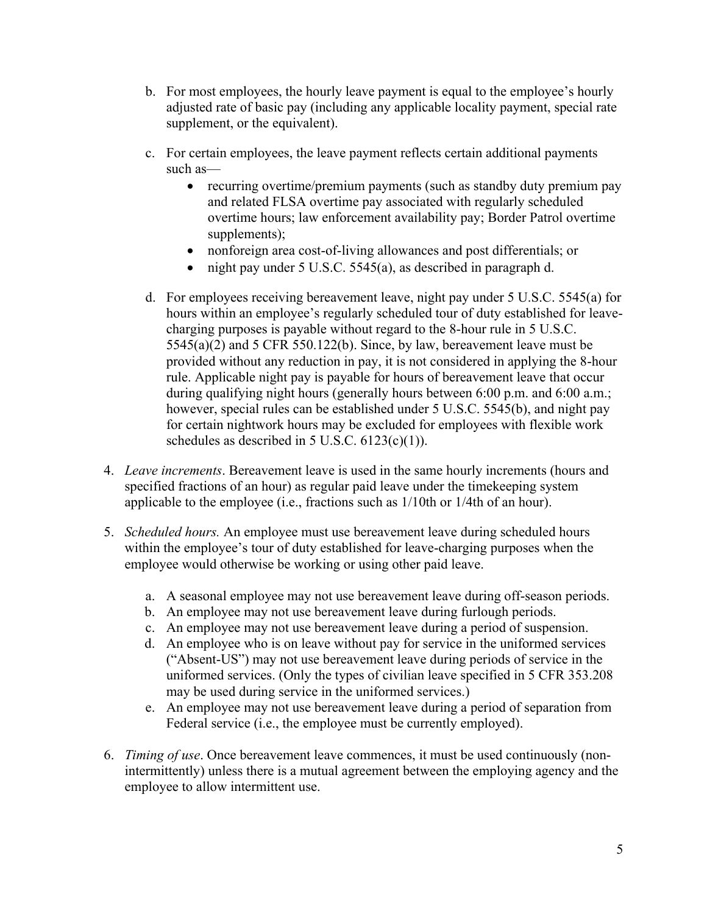b. For most employees, the hourly leave payment is equal to the employee's hourly adjusted rate of basic pay (including any applicable locality payment, special rate supplement, or the equivalent).

c. For certain employees, the leave payment reflects certain additional payments such as—
   - recurring overtime/premium payments (such as standby duty premium pay and related FLSA overtime pay associated with regularly scheduled overtime hours; law enforcement availability pay; Border Patrol overtime supplements);
   - nonforeign area cost-of-living allowances and post differentials; or
   - night pay under 5 U.S.C. 5545(a), as described in paragraph d.

d. For employees receiving bereavement leave, night pay under 5 U.S.C. 5545(a) for hours within an employee's regularly scheduled tour of duty established for leave-charging purposes is payable without regard to the 8-hour rule in 5 U.S.C. 5545(a)(2) and 5 CFR 550.122(b). Since, by law, bereavement leave must be provided without any reduction in pay, it is not considered in applying the 8-hour rule. Applicable night pay is payable for hours of bereavement leave that occur during qualifying night hours (generally hours between 6:00 p.m. and 6:00 a.m.; however, special rules can be established under 5 U.S.C. 5545(b), and night pay for certain nightwork hours may be excluded for employees with flexible work schedules as described in 5 U.S.C. 6123(c)(1)).

4. *Leave increments*. Bereavement leave is used in the same hourly increments (hours and specified fractions of an hour) as regular paid leave under the timekeeping system applicable to the employee (i.e., fractions such as 1/10th or 1/4th of an hour).

5. *Scheduled hours.* An employee must use bereavement leave during scheduled hours within the employee's tour of duty established for leave-charging purposes when the employee would otherwise be working or using other paid leave.

   a. A seasonal employee may not use bereavement leave during off-season periods.
   b. An employee may not use bereavement leave during furlough periods.
   c. An employee may not use bereavement leave during a period of suspension.
   d. An employee who is on leave without pay for service in the uniformed services ("Absent-US") may not use bereavement leave during periods of service in the uniformed services. (Only the types of civilian leave specified in 5 CFR 353.208 may be used during service in the uniformed services.)
   e. An employee may not use bereavement leave during a period of separation from Federal service (i.e., the employee must be currently employed).

6. *Timing of use*. Once bereavement leave commences, it must be used continuously (non-intermittently) unless there is a mutual agreement between the employing agency and the employee to allow intermittent use.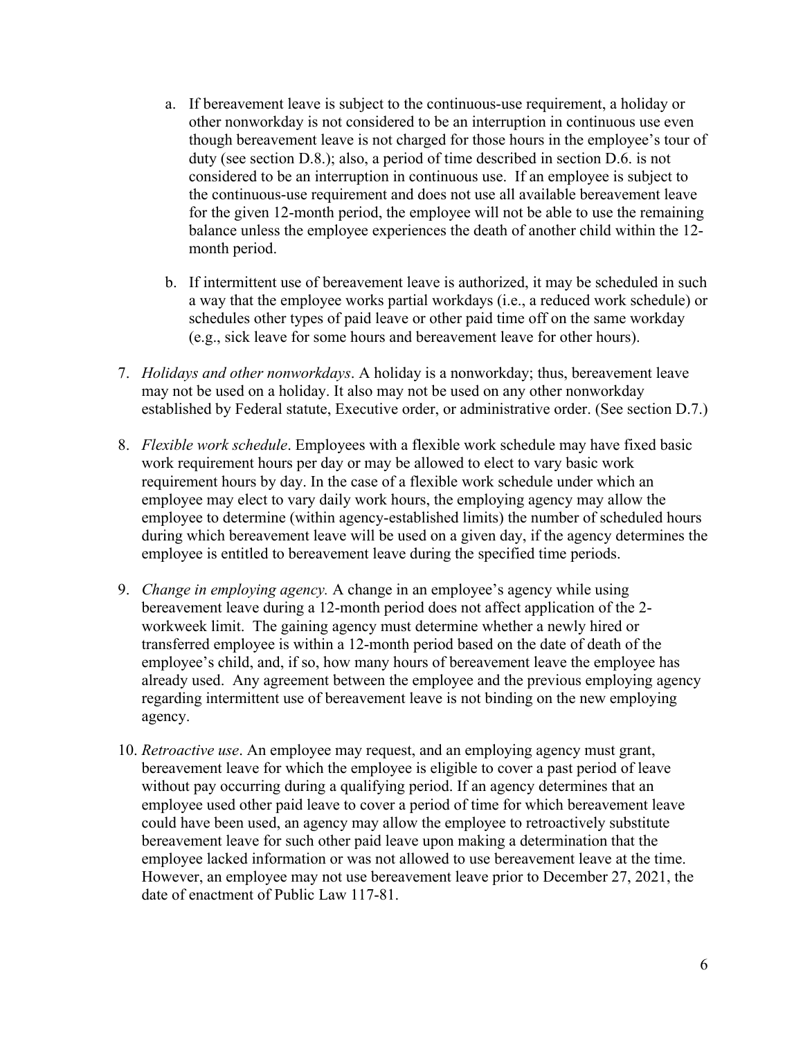a. If bereavement leave is subject to the continuous-use requirement, a holiday or other nonworkday is not considered to be an interruption in continuous use even though bereavement leave is not charged for those hours in the employee's tour of duty (see section D.8.); also, a period of time described in section D.6. is not considered to be an interruption in continuous use. If an employee is subject to the continuous-use requirement and does not use all available bereavement leave for the given 12-month period, the employee will not be able to use the remaining balance unless the employee experiences the death of another child within the 12-month period.

b. If intermittent use of bereavement leave is authorized, it may be scheduled in such a way that the employee works partial workdays (i.e., a reduced work schedule) or schedules other types of paid leave or other paid time off on the same workday (e.g., sick leave for some hours and bereavement leave for other hours).

7. *Holidays and other nonworkdays*. A holiday is a nonworkday; thus, bereavement leave may not be used on a holiday. It also may not be used on any other nonworkday established by Federal statute, Executive order, or administrative order. (See section D.7.)

8. *Flexible work schedule*. Employees with a flexible work schedule may have fixed basic work requirement hours per day or may be allowed to elect to vary basic work requirement hours by day. In the case of a flexible work schedule under which an employee may elect to vary daily work hours, the employing agency may allow the employee to determine (within agency-established limits) the number of scheduled hours during which bereavement leave will be used on a given day, if the agency determines the employee is entitled to bereavement leave during the specified time periods.

9. *Change in employing agency.* A change in an employee's agency while using bereavement leave during a 12-month period does not affect application of the 2-workweek limit. The gaining agency must determine whether a newly hired or transferred employee is within a 12-month period based on the date of death of the employee's child, and, if so, how many hours of bereavement leave the employee has already used. Any agreement between the employee and the previous employing agency regarding intermittent use of bereavement leave is not binding on the new employing agency.

10. *Retroactive use*. An employee may request, and an employing agency must grant, bereavement leave for which the employee is eligible to cover a past period of leave without pay occurring during a qualifying period. If an agency determines that an employee used other paid leave to cover a period of time for which bereavement leave could have been used, an agency may allow the employee to retroactively substitute bereavement leave for such other paid leave upon making a determination that the employee lacked information or was not allowed to use bereavement leave at the time. However, an employee may not use bereavement leave prior to December 27, 2021, the date of enactment of Public Law 117-81.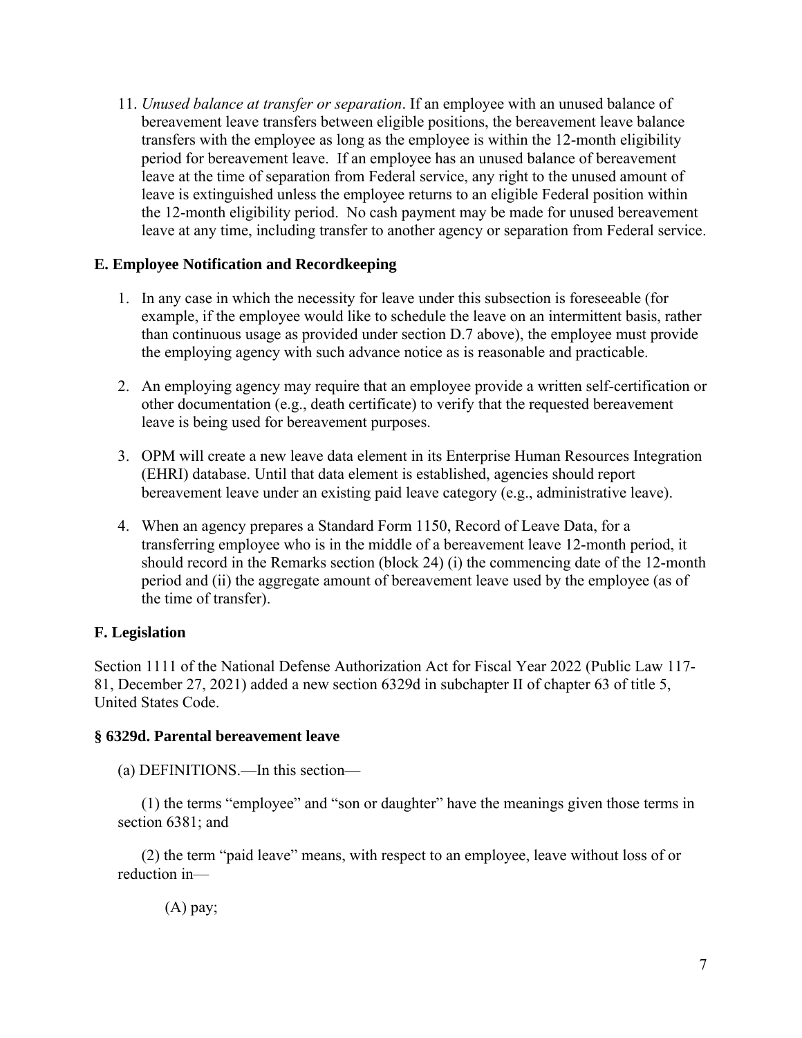11. *Unused balance at transfer or separation*. If an employee with an unused balance of bereavement leave transfers between eligible positions, the bereavement leave balance transfers with the employee as long as the employee is within the 12-month eligibility period for bereavement leave. If an employee has an unused balance of bereavement leave at the time of separation from Federal service, any right to the unused amount of leave is extinguished unless the employee returns to an eligible Federal position within the 12-month eligibility period. No cash payment may be made for unused bereavement leave at any time, including transfer to another agency or separation from Federal service.

### E. Employee Notification and Recordkeeping

1. In any case in which the necessity for leave under this subsection is foreseeable (for example, if the employee would like to schedule the leave on an intermittent basis, rather than continuous usage as provided under section D.7 above), the employee must provide the employing agency with such advance notice as is reasonable and practicable.

2. An employing agency may require that an employee provide a written self-certification or other documentation (e.g., death certificate) to verify that the requested bereavement leave is being used for bereavement purposes.

3. OPM will create a new leave data element in its Enterprise Human Resources Integration (EHRI) database. Until that data element is established, agencies should report bereavement leave under an existing paid leave category (e.g., administrative leave).

4. When an agency prepares a Standard Form 1150, Record of Leave Data, for a transferring employee who is in the middle of a bereavement leave 12-month period, it should record in the Remarks section (block 24) (i) the commencing date of the 12-month period and (ii) the aggregate amount of bereavement leave used by the employee (as of the time of transfer).

### F. Legislation

Section 1111 of the National Defense Authorization Act for Fiscal Year 2022 (Public Law 117-81, December 27, 2021) added a new section 6329d in subchapter II of chapter 63 of title 5, United States Code.

### § 6329d. Parental bereavement leave

(a) DEFINITIONS.—In this section—

(1) the terms "employee" and "son or daughter" have the meanings given those terms in section 6381; and

(2) the term "paid leave" means, with respect to an employee, leave without loss of or reduction in—

(A) pay;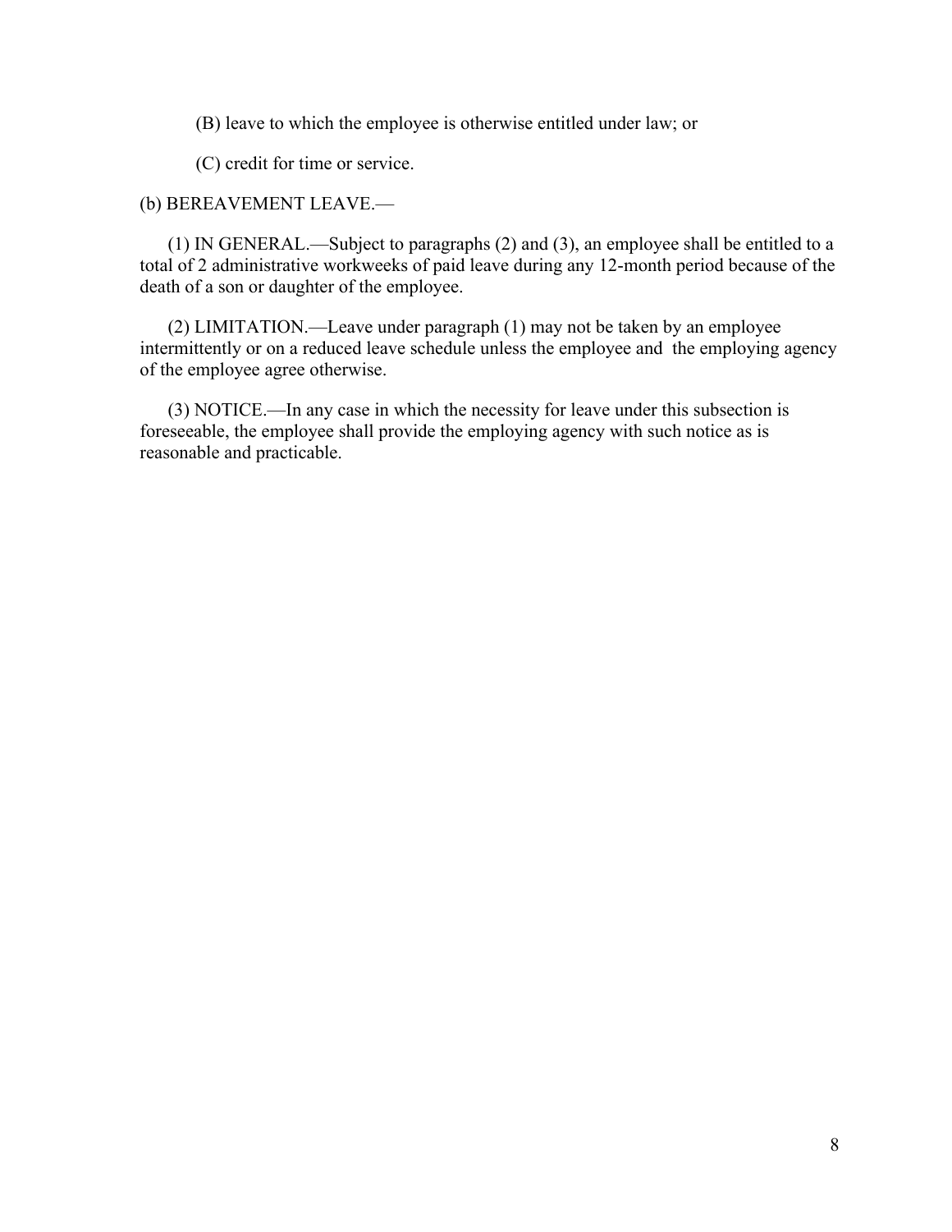(B) leave to which the employee is otherwise entitled under law; or

(C) credit for time or service.

(b) BEREAVEMENT LEAVE.—

(1) IN GENERAL.—Subject to paragraphs (2) and (3), an employee shall be entitled to a total of 2 administrative workweeks of paid leave during any 12-month period because of the death of a son or daughter of the employee.

(2) LIMITATION.—Leave under paragraph (1) may not be taken by an employee intermittently or on a reduced leave schedule unless the employee and the employing agency of the employee agree otherwise.

(3) NOTICE.—In any case in which the necessity for leave under this subsection is foreseeable, the employee shall provide the employing agency with such notice as is reasonable and practicable.